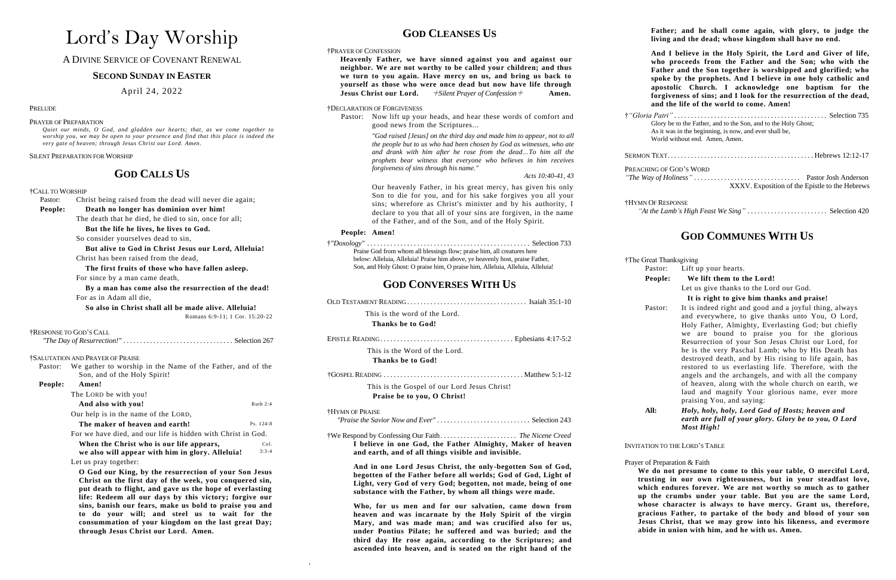# Lord's Day Worship

A DIVINE SERVICE OF COVENANT RENEWAL

**SECOND SUNDAY IN EASTER**

April 24, 2022

PRELUDE

PRAYER OF PREPARATION

*Quiet our minds, O God, and gladden our hearts; that, as we come together to worship you, we may be open to your presence and find that this place is indeed the very gate of heaven; through Jesus Christ our Lord. Amen.*

SILENT PREPARATION FOR WORSHIP

## GOD CALLS US

†CALL TO WORSHIP

Pastor: Christ being raised from the dead will never die again;

**People: Death no longer has dominion over him!**

The death that he died, he died to sin, once for all;

**But the life he lives, he lives to God.**

So consider yourselves dead to sin,

**But alive to God in Christ Jesus our Lord, Alleluia!**

Christ has been raised from the dead,

**The first fruits of those who have fallen asleep.**

For since by a man came death,

**By a man has come also the resurrection of the dead!**

For as in Adam all die,

**So also in Christ shall all be made alive. Alleluia!**

Romans 6:9-11; 1 Cor. 15:20-22

†RESPONSE TO GOD'S CALL

*"The Day of Resurrection!"* .......... Selection 267

†SALUTATION AND PRAYER OF PRAISE

Pastor: We gather to worship in the Name of the Father, and of the Son, and of the Holy Spirit!

**People: Amen!**

The LORD be with you!

**And also with you!** Ruth 2:4

Our help is in the name of the LORD,

**The maker of heaven and earth!** Ps. 124:8

For we have died, and our life is hidden with Christ in God.

**When the Christ who is our life appears, we also will appear with him in glory. Alleluia!** Col. 3:3-4

Let us pray together:

**O God our King, by the resurrection of your Son Jesus Christ on the first day of the week, you conquered sin, put death to flight, and gave us the hope of everlasting life: Redeem all our days by this victory; forgive our sins, banish our fears, make us bold to praise you and to do your will; and steel us to wait for the consummation of your kingdom on the last great Day; through Jesus Christ our Lord. Amen.**

## GOD CLEANSES US

†PRAYER OF CONFESSION

**Heavenly Father, we have sinned against you and against our neighbor. We are not worthy to be called your children; and thus we turn to you again. Have mercy on us, and bring us back to yourself as those who were once dead but now have life through Jesus Christ our Lord.** *+Silent Prayer of Confession+* **Amen.**

†DECLARATION OF FORGIVENESS

Pastor: Now lift up your heads, and hear these words of comfort and good news from the Scriptures...

*"God raised [Jesus] on the third day and made him to appear, not to all the people but to us who had been chosen by God as witnesses, who ate and drank with him after he rose from the dead…To him all the prophets bear witness that everyone who believes in him receives forgiveness of sins through his name."*

*Acts 10:40-41, 43*

Our heavenly Father, in his great mercy, has given his only Son to die for you, and for his sake forgives you all your sins; wherefore as Christ's minister and by his authority, I declare to you that all of your sins are forgiven, in the name of the Father, and of the Son, and of the Holy Spirit.

**People: Amen!**

†*"Doxology"* .......... Selection 733

Praise God from whom all blessings flow; praise him, all creatures here below: Alleluia, Alleluia! Praise him above, ye heavenly host, praise Father, Son, and Holy Ghost: O praise him, O praise him, Alleluia, Alleluia, Alleluia!

## GOD CONVERSES WITH US

OLD TESTAMENT READING .......... Isaiah 35:1-10

This is the word of the Lord.

**Thanks be to God!**

EPISTLE READING .......... Ephesians 4:17-5:2

This is the Word of the Lord.

**Thanks be to God!**

†GOSPEL READING .......... Matthew 5:1-12

This is the Gospel of our Lord Jesus Christ!

**Praise be to you, O Christ!**

†HYMN OF PRAISE

*"Praise the Savior Now and Ever"* .......... Selection 243

†We Respond by Confessing Our Faith .......... *The Nicene Creed*

**I believe in one God, the Father Almighty, Maker of heaven and earth, and of all things visible and invisible.**

**And in one Lord Jesus Christ, the only-begotten Son of God, begotten of the Father before all worlds; God of God, Light of Light, very God of very God; begotten, not made, being of one substance with the Father, by whom all things were made.**

**Who, for us men and for our salvation, came down from heaven and was incarnate by the Holy Spirit of the virgin Mary, and was made man; and was crucified also for us, under Pontius Pilate; he suffered and was buried; and the third day He rose again, according to the Scriptures; and ascended into heaven, and is seated on the right hand of the Father; and he shall come again, with glory, to judge the living and the dead; whose kingdom shall have no end.**

**And I believe in the Holy Spirit, the Lord and Giver of life, who proceeds from the Father and the Son; who with the Father and the Son together is worshipped and glorified; who spoke by the prophets. And I believe in one holy catholic and apostolic Church. I acknowledge one baptism for the forgiveness of sins; and I look for the resurrection of the dead, and the life of the world to come. Amen!**

†*"Gloria Patri"* .......... Selection 735

Glory be to the Father, and to the Son, and to the Holy Ghost;
As it was in the beginning, is now, and ever shall be,
World without end. Amen, Amen.

SERMON TEXT .......... Hebrews 12:12-17

PREACHING OF GOD'S WORD

*"The Way of Holiness"* .......... Pastor Josh Anderson

XXXV. Exposition of the Epistle to the Hebrews

†HYMN OF RESPONSE

*"At the Lamb's High Feast We Sing"* .......... Selection 420

## GOD COMMUNES WITH US

†The Great Thanksgiving

Pastor: Lift up your hearts.

**People: We lift them to the Lord!**

Let us give thanks to the Lord our God.

**It is right to give him thanks and praise!**

Pastor: It is indeed right and good and a joyful thing, always and everywhere, to give thanks unto You, O Lord, Holy Father, Almighty, Everlasting God; but chiefly we are bound to praise you for the glorious Resurrection of your Son Jesus Christ our Lord, for he is the very Paschal Lamb; who by His Death has destroyed death, and by His rising to life again, has restored to us everlasting life. Therefore, with the angels and the archangels, and with all the company of heaven, along with the whole church on earth, we laud and magnify Your glorious name, ever more praising You, and saying:

**All:** ***Holy, holy, holy, Lord God of Hosts; heaven and earth are full of your glory. Glory be to you, O Lord Most High!***

INVITATION TO THE LORD'S TABLE

Prayer of Preparation & Faith

**We do not presume to come to this your table, O merciful Lord, trusting in our own righteousness, but in your steadfast love, which endures forever. We are not worthy so much as to gather up the crumbs under your table. But you are the same Lord, whose character is always to have mercy. Grant us, therefore, gracious Father, to partake of the body and blood of your son Jesus Christ, that we may grow into his likeness, and evermore abide in union with him, and he with us. Amen.**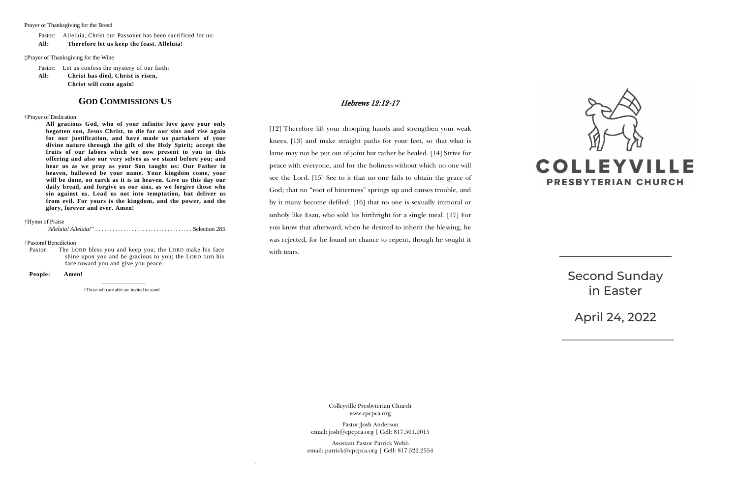Prayer of Thanksgiving for the Bread

Pastor: Alleluia, Christ our Passover has been sacrificed for us:

**All: Therefore let us keep the feast. Alleluia!**

‡Prayer of Thanksgiving for the Wine

Pastor: Let us confess the mystery of our faith:

**All: Christ has died, Christ is risen,
Christ will come again!**

## GOD COMMISSIONS US

†Prayer of Dedication

**All gracious God, who of your infinite love gave your only begotten son, Jesus Christ, to die for our sins and rise again for our justification, and have made us partakers of your divine nature through the gift of the Holy Spirit; accept the fruits of our labors which we now present to you in this offering and also our very selves as we stand before you; and hear us as we pray as your Son taught us: Our Father in heaven, hallowed be your name. Your kingdom come, your will be done, on earth as it is in heaven. Give us this day our daily bread, and forgive us our sins, as we forgive those who sin against us. Lead us not into temptation, but deliver us from evil. For yours is the kingdom, and the power, and the glory, forever and ever. Amen!**

†Hymn of Praise

*"Alleluia! Alleluia!"* .................................. Selection 283

†Pastoral Benediction

Pastor: The LORD bless you and keep you; the LORD make his face shine upon you and be gracious to you; the LORD turn his face toward you and give you peace.

**People: Amen!**

†Those who are able are invited to stand.

### *Hebrews 12:12-17*

[12] Therefore lift your drooping hands and strengthen your weak knees, [13] and make straight paths for your feet, so that what is lame may not be put out of joint but rather be healed. [14] Strive for peace with everyone, and for the holiness without which no one will see the Lord. [15] See to it that no one fails to obtain the grace of God; that no "root of bitterness" springs up and causes trouble, and by it many become defiled; [16] that no one is sexually immoral or unholy like Esau, who sold his birthright for a single meal. [17] For you know that afterward, when he desired to inherit the blessing, he was rejected, for he found no chance to repent, though he sought it with tears.

Colleyville Presbyterian Church
www.cpcpca.org

Pastor Josh Anderson
email: josh@cpcpca.org | Cell: 817.501.9015

Assistant Pastor Patrick Webb
email: patrick@cpcpca.org | Cell: 817.522.2554

# COLLEYVILLE
## PRESBYTERIAN CHURCH

Second Sunday in Easter

April 24, 2022